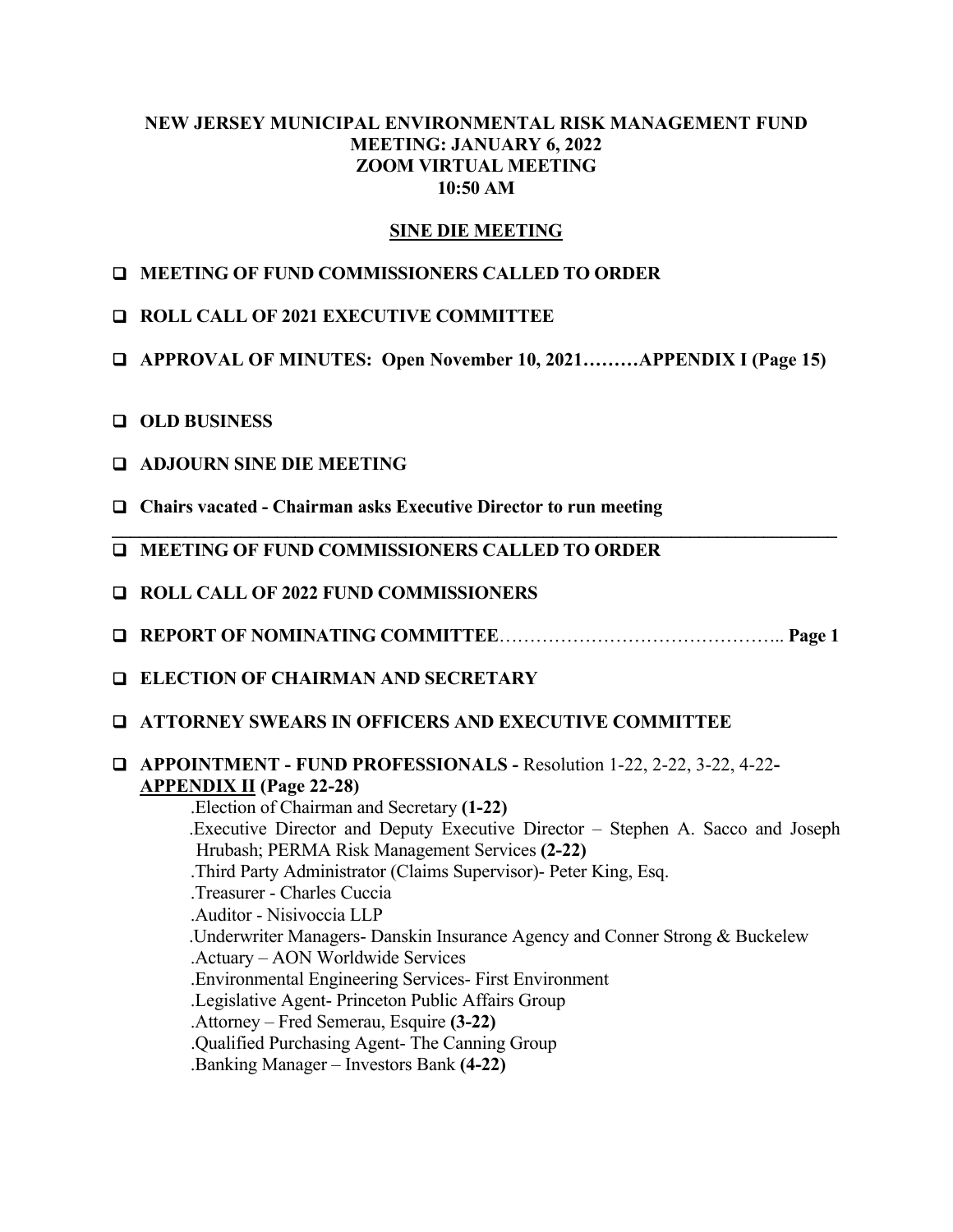# NEW JERSEY MUNICIPAL ENVIRONMENTAL RISK MANAGEMENT FUND
## MEETING: JANUARY 6, 2022
## ZOOM VIRTUAL MEETING
## 10:50 AM

**SINE DIE MEETING**

- **MEETING OF FUND COMMISSIONERS CALLED TO ORDER**
- **ROLL CALL OF 2021 EXECUTIVE COMMITTEE**
- **APPROVAL OF MINUTES: Open November 10, 2021………APPENDIX I (Page 15)**
- **OLD BUSINESS**
- **ADJOURN SINE DIE MEETING**
- **Chairs vacated - Chairman asks Executive Director to run meeting**

---

- **MEETING OF FUND COMMISSIONERS CALLED TO ORDER**
- **ROLL CALL OF 2022 FUND COMMISSIONERS**
- **REPORT OF NOMINATING COMMITTEE**……………………………………….. **Page 1**
- **ELECTION OF CHAIRMAN AND SECRETARY**
- **ATTORNEY SWEARS IN OFFICERS AND EXECUTIVE COMMITTEE**
- **APPOINTMENT - FUND PROFESSIONALS -** Resolution 1-22, 2-22, 3-22, 4-22**- APPENDIX II (Page 22-28)**
  - .Election of Chairman and Secretary **(1-22)**
  - .Executive Director and Deputy Executive Director – Stephen A. Sacco and Joseph Hrubash; PERMA Risk Management Services **(2-22)**
  - .Third Party Administrator (Claims Supervisor)- Peter King, Esq.
  - .Treasurer - Charles Cuccia
  - .Auditor - Nisivoccia LLP
  - .Underwriter Managers- Danskin Insurance Agency and Conner Strong & Buckelew
  - .Actuary – AON Worldwide Services
  - .Environmental Engineering Services- First Environment
  - .Legislative Agent- Princeton Public Affairs Group
  - .Attorney – Fred Semerau, Esquire **(3-22)**
  - .Qualified Purchasing Agent- The Canning Group
  - .Banking Manager – Investors Bank **(4-22)**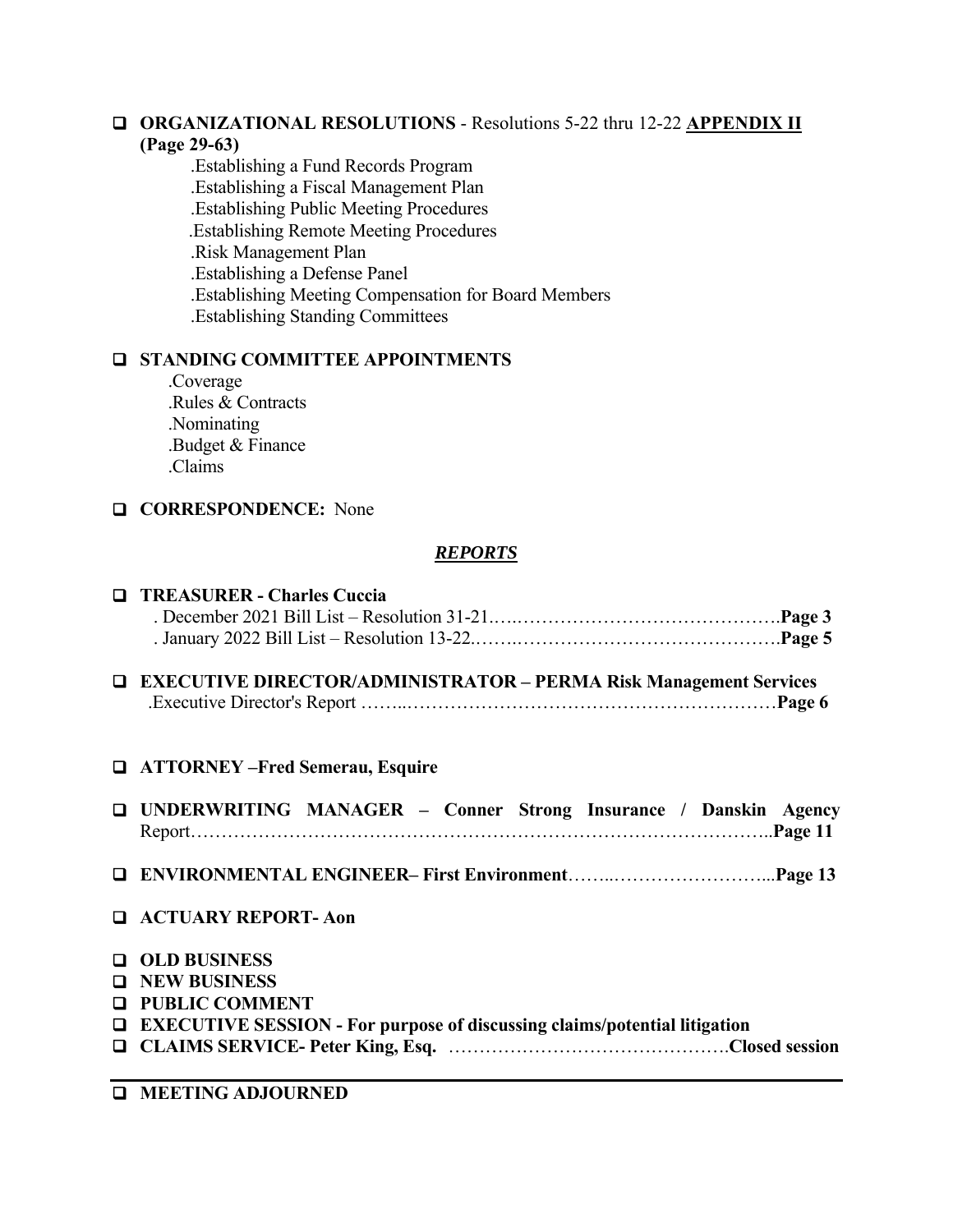- **ORGANIZATIONAL RESOLUTIONS** - Resolutions 5-22 thru 12-22 **APPENDIX II (Page 29-63)**
  - .Establishing a Fund Records Program
  - .Establishing a Fiscal Management Plan
  - .Establishing Public Meeting Procedures
  - .Establishing Remote Meeting Procedures
  - .Risk Management Plan
  - .Establishing a Defense Panel
  - .Establishing Meeting Compensation for Board Members
  - .Establishing Standing Committees

- **STANDING COMMITTEE APPOINTMENTS**
  - .Coverage
  - .Rules & Contracts
  - .Nominating
  - .Budget & Finance
  - .Claims

- **CORRESPONDENCE:** None

## ***REPORTS***

- **TREASURER - Charles Cuccia**
  - . December 2021 Bill List – Resolution 31-21…………………………………………**Page 3**
  - . January 2022 Bill List – Resolution 13-22……………………………………………**Page 5**

- **EXECUTIVE DIRECTOR/ADMINISTRATOR – PERMA Risk Management Services**
  - .Executive Director's Report ……………………………………………………………**Page 6**

- **ATTORNEY –Fred Semerau, Esquire**

- **UNDERWRITING MANAGER – Conner Strong Insurance / Danskin Agency** Report…………………………………………………………………………………**Page 11**

- **ENVIRONMENTAL ENGINEER– First Environment**……………………………**Page 13**

- **ACTUARY REPORT- Aon**

- **OLD BUSINESS**
- **NEW BUSINESS**
- **PUBLIC COMMENT**
- **EXECUTIVE SESSION - For purpose of discussing claims/potential litigation**
- **CLAIMS SERVICE- Peter King, Esq.** ……………………………………………**Closed session**

---

- **MEETING ADJOURNED**